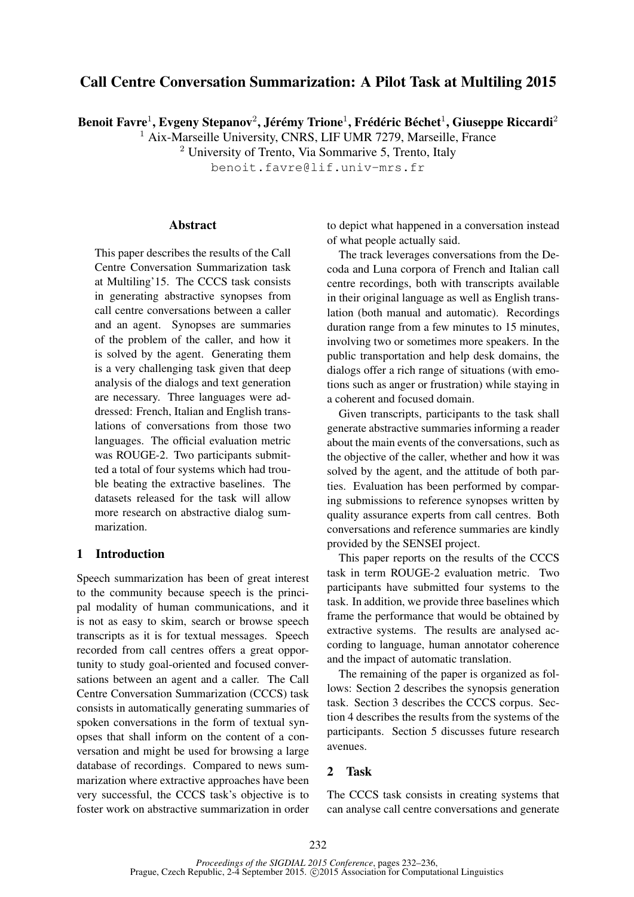# Call Centre Conversation Summarization: A Pilot Task at Multiling 2015

**Benoit Favre**[1]**, Evgeny Stepanov**[2]**, Jérémy Trione**[1]**, Frédéric Béchet**[1]**, Giuseppe Riccardi**[2]

[1] Aix-Marseille University, CNRS, LIF UMR 7279, Marseille, France

[2] University of Trento, Via Sommarive 5, Trento, Italy

benoit.favre@lif.univ-mrs.fr

## Abstract

This paper describes the results of the Call Centre Conversation Summarization task at Multiling'15. The CCCS task consists in generating abstractive synopses from call centre conversations between a caller and an agent. Synopses are summaries of the problem of the caller, and how it is solved by the agent. Generating them is a very challenging task given that deep analysis of the dialogs and text generation are necessary. Three languages were addressed: French, Italian and English translations of conversations from those two languages. The official evaluation metric was ROUGE-2. Two participants submitted a total of four systems which had trouble beating the extractive baselines. The datasets released for the task will allow more research on abstractive dialog summarization.

## 1 Introduction

Speech summarization has been of great interest to the community because speech is the principal modality of human communications, and it is not as easy to skim, search or browse speech transcripts as it is for textual messages. Speech recorded from call centres offers a great opportunity to study goal-oriented and focused conversations between an agent and a caller. The Call Centre Conversation Summarization (CCCS) task consists in automatically generating summaries of spoken conversations in the form of textual synopses that shall inform on the content of a conversation and might be used for browsing a large database of recordings. Compared to news summarization where extractive approaches have been very successful, the CCCS task's objective is to foster work on abstractive summarization in order to depict what happened in a conversation instead of what people actually said.

The track leverages conversations from the Decoda and Luna corpora of French and Italian call centre recordings, both with transcripts available in their original language as well as English translation (both manual and automatic). Recordings duration range from a few minutes to 15 minutes, involving two or sometimes more speakers. In the public transportation and help desk domains, the dialogs offer a rich range of situations (with emotions such as anger or frustration) while staying in a coherent and focused domain.

Given transcripts, participants to the task shall generate abstractive summaries informing a reader about the main events of the conversations, such as the objective of the caller, whether and how it was solved by the agent, and the attitude of both parties. Evaluation has been performed by comparing submissions to reference synopses written by quality assurance experts from call centres. Both conversations and reference summaries are kindly provided by the SENSEI project.

This paper reports on the results of the CCCS task in term ROUGE-2 evaluation metric. Two participants have submitted four systems to the task. In addition, we provide three baselines which frame the performance that would be obtained by extractive systems. The results are analysed according to language, human annotator coherence and the impact of automatic translation.

The remaining of the paper is organized as follows: Section 2 describes the synopsis generation task. Section 3 describes the CCCS corpus. Section 4 describes the results from the systems of the participants. Section 5 discusses future research avenues.

## 2 Task

The CCCS task consists in creating systems that can analyse call centre conversations and generate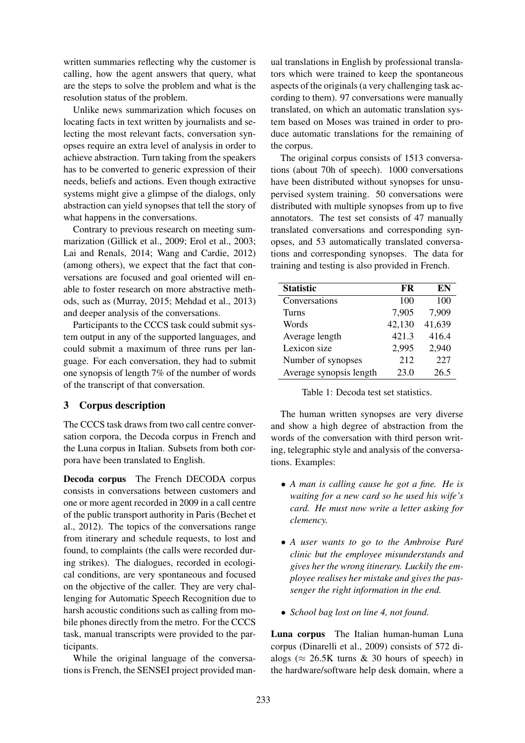written summaries reflecting why the customer is calling, how the agent answers that query, what are the steps to solve the problem and what is the resolution status of the problem.

Unlike news summarization which focuses on locating facts in text written by journalists and selecting the most relevant facts, conversation synopses require an extra level of analysis in order to achieve abstraction. Turn taking from the speakers has to be converted to generic expression of their needs, beliefs and actions. Even though extractive systems might give a glimpse of the dialogs, only abstraction can yield synopses that tell the story of what happens in the conversations.

Contrary to previous research on meeting summarization (Gillick et al., 2009; Erol et al., 2003; Lai and Renals, 2014; Wang and Cardie, 2012) (among others), we expect that the fact that conversations are focused and goal oriented will enable to foster research on more abstractive methods, such as (Murray, 2015; Mehdad et al., 2013) and deeper analysis of the conversations.

Participants to the CCCS task could submit system output in any of the supported languages, and could submit a maximum of three runs per language. For each conversation, they had to submit one synopsis of length 7% of the number of words of the transcript of that conversation.

## 3 Corpus description

The CCCS task draws from two call centre conversation corpora, the Decoda corpus in French and the Luna corpus in Italian. Subsets from both corpora have been translated to English.

**Decoda corpus** The French DECODA corpus consists in conversations between customers and one or more agent recorded in 2009 in a call centre of the public transport authority in Paris (Bechet et al., 2012). The topics of the conversations range from itinerary and schedule requests, to lost and found, to complaints (the calls were recorded during strikes). The dialogues, recorded in ecological conditions, are very spontaneous and focused on the objective of the caller. They are very challenging for Automatic Speech Recognition due to harsh acoustic conditions such as calling from mobile phones directly from the metro. For the CCCS task, manual transcripts were provided to the participants.

While the original language of the conversations is French, the SENSEI project provided manual translations in English by professional translators which were trained to keep the spontaneous aspects of the originals (a very challenging task according to them). 97 conversations were manually translated, on which an automatic translation system based on Moses was trained in order to produce automatic translations for the remaining of the corpus.

The original corpus consists of 1513 conversations (about 70h of speech). 1000 conversations have been distributed without synopses for unsupervised system training. 50 conversations were distributed with multiple synopses from up to five annotators. The test set consists of 47 manually translated conversations and corresponding synopses, and 53 automatically translated conversations and corresponding synopses. The data for training and testing is also provided in French.

| Statistic | FR | EN |
|---|---|---|
| Conversations | 100 | 100 |
| Turns | 7,905 | 7,909 |
| Words | 42,130 | 41,639 |
| Average length | 421.3 | 416.4 |
| Lexicon size | 2,995 | 2,940 |
| Number of synopses | 212 | 227 |
| Average synopsis length | 23.0 | 26.5 |

Table 1: Decoda test set statistics.

The human written synopses are very diverse and show a high degree of abstraction from the words of the conversation with third person writing, telegraphic style and analysis of the conversations. Examples:

- *A man is calling cause he got a fine. He is waiting for a new card so he used his wife's card. He must now write a letter asking for clemency.*
- *A user wants to go to the Ambroise Paré clinic but the employee misunderstands and gives her the wrong itinerary. Luckily the employee realises her mistake and gives the passenger the right information in the end.*
- *School bag lost on line 4, not found.*

**Luna corpus** The Italian human-human Luna corpus (Dinarelli et al., 2009) consists of 572 dialogs ($\approx$ 26.5K turns & 30 hours of speech) in the hardware/software help desk domain, where a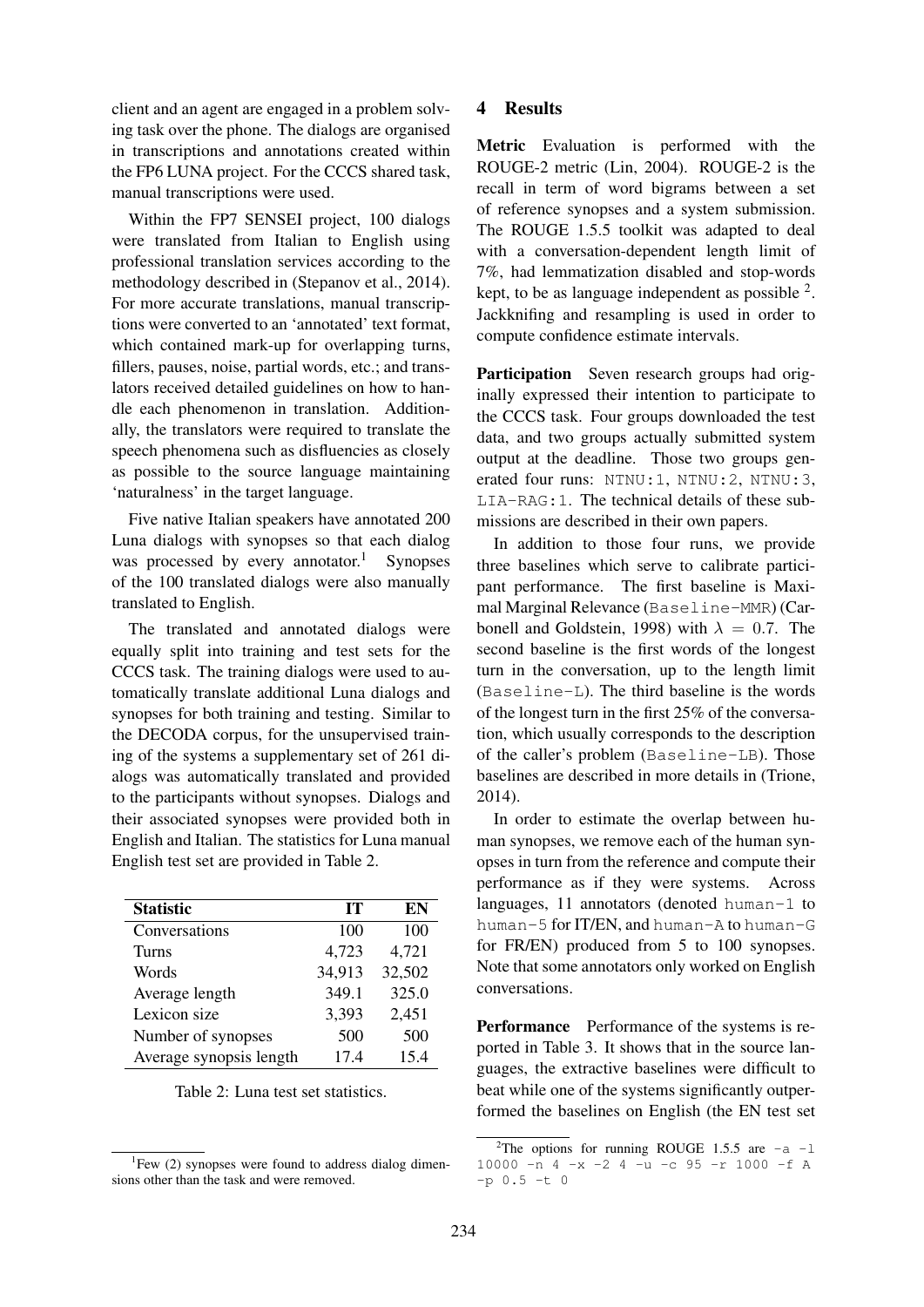client and an agent are engaged in a problem solving task over the phone. The dialogs are organised in transcriptions and annotations created within the FP6 LUNA project. For the CCCS shared task, manual transcriptions were used.

Within the FP7 SENSEI project, 100 dialogs were translated from Italian to English using professional translation services according to the methodology described in (Stepanov et al., 2014). For more accurate translations, manual transcriptions were converted to an 'annotated' text format, which contained mark-up for overlapping turns, fillers, pauses, noise, partial words, etc.; and translators received detailed guidelines on how to handle each phenomenon in translation. Additionally, the translators were required to translate the speech phenomena such as disfluencies as closely as possible to the source language maintaining 'naturalness' in the target language.

Five native Italian speakers have annotated 200 Luna dialogs with synopses so that each dialog was processed by every annotator.[1] Synopses of the 100 translated dialogs were also manually translated to English.

The translated and annotated dialogs were equally split into training and test sets for the CCCS task. The training dialogs were used to automatically translate additional Luna dialogs and synopses for both training and testing. Similar to the DECODA corpus, for the unsupervised training of the systems a supplementary set of 261 dialogs was automatically translated and provided to the participants without synopses. Dialogs and their associated synopses were provided both in English and Italian. The statistics for Luna manual English test set are provided in Table 2.

| Statistic | IT | EN |
|---|---|---|
| Conversations | 100 | 100 |
| Turns | 4,723 | 4,721 |
| Words | 34,913 | 32,502 |
| Average length | 349.1 | 325.0 |
| Lexicon size | 3,393 | 2,451 |
| Number of synopses | 500 | 500 |
| Average synopsis length | 17.4 | 15.4 |

Table 2: Luna test set statistics.

[1] Few (2) synopses were found to address dialog dimensions other than the task and were removed.

## 4 Results

**Metric** Evaluation is performed with the ROUGE-2 metric (Lin, 2004). ROUGE-2 is the recall in term of word bigrams between a set of reference synopses and a system submission. The ROUGE 1.5.5 toolkit was adapted to deal with a conversation-dependent length limit of 7%, had lemmatization disabled and stop-words kept, to be as language independent as possible [2]. Jackknifing and resampling is used in order to compute confidence estimate intervals.

**Participation** Seven research groups had originally expressed their intention to participate to the CCCS task. Four groups downloaded the test data, and two groups actually submitted system output at the deadline. Those two groups generated four runs: NTNU:1, NTNU:2, NTNU:3, LIA-RAG:1. The technical details of these submissions are described in their own papers.

In addition to those four runs, we provide three baselines which serve to calibrate participant performance. The first baseline is Maximal Marginal Relevance (Baseline-MMR) (Carbonell and Goldstein, 1998) with $\lambda = 0.7$. The second baseline is the first words of the longest turn in the conversation, up to the length limit (Baseline-L). The third baseline is the words of the longest turn in the first 25% of the conversation, which usually corresponds to the description of the caller's problem (Baseline-LB). Those baselines are described in more details in (Trione, 2014).

In order to estimate the overlap between human synopses, we remove each of the human synopses in turn from the reference and compute their performance as if they were systems. Across languages, 11 annotators (denoted human-1 to human-5 for IT/EN, and human-A to human-G for FR/EN) produced from 5 to 100 synopses. Note that some annotators only worked on English conversations.

**Performance** Performance of the systems is reported in Table 3. It shows that in the source languages, the extractive baselines were difficult to beat while one of the systems significantly outperformed the baselines on English (the EN test set

[2] The options for running ROUGE 1.5.5 are `-a -l 10000 -n 4 -x -2 4 -u -c 95 -r 1000 -f A -p 0.5 -t 0`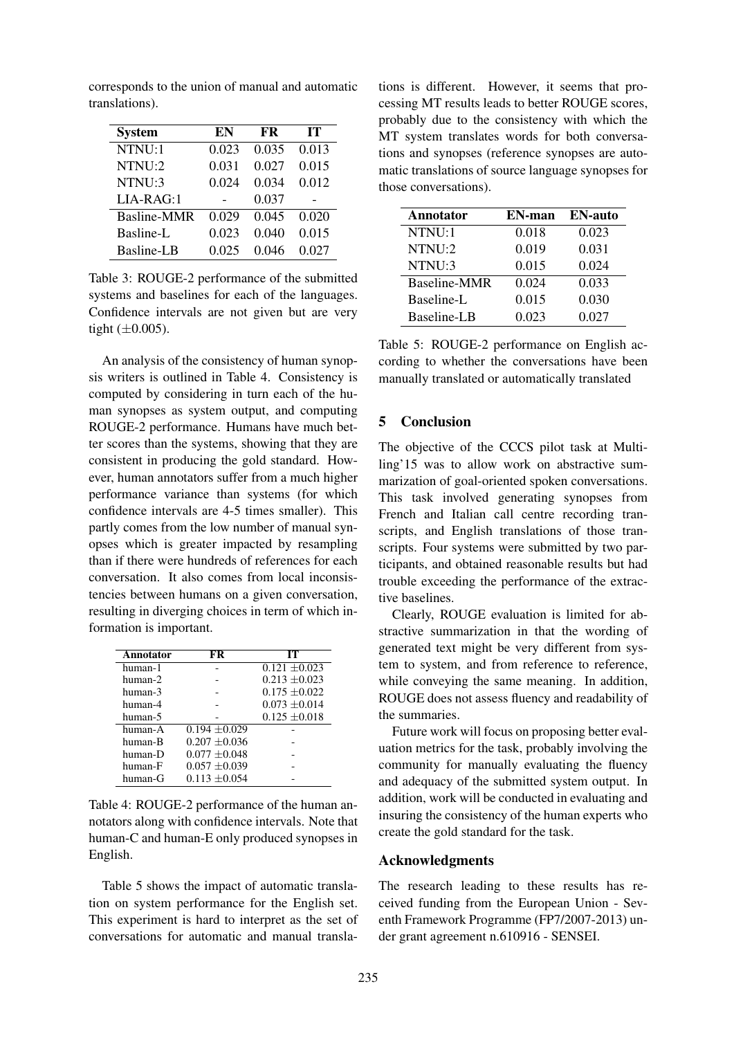corresponds to the union of manual and automatic translations).

| System | EN | FR | IT |
|---|---|---|---|
| NTNU:1 | 0.023 | 0.035 | 0.013 |
| NTNU:2 | 0.031 | 0.027 | 0.015 |
| NTNU:3 | 0.024 | 0.034 | 0.012 |
| LIA-RAG:1 | - | 0.037 | - |
| Basline-MMR | 0.029 | 0.045 | 0.020 |
| Basline-L | 0.023 | 0.040 | 0.015 |
| Basline-LB | 0.025 | 0.046 | 0.027 |

Table 3: ROUGE-2 performance of the submitted systems and baselines for each of the languages. Confidence intervals are not given but are very tight ($\pm 0.005$).

An analysis of the consistency of human synopsis writers is outlined in Table 4. Consistency is computed by considering in turn each of the human synopses as system output, and computing ROUGE-2 performance. Humans have much better scores than the systems, showing that they are consistent in producing the gold standard. However, human annotators suffer from a much higher performance variance than systems (for which confidence intervals are 4-5 times smaller). This partly comes from the low number of manual synopses which is greater impacted by resampling than if there were hundreds of references for each conversation. It also comes from local inconsistencies between humans on a given conversation, resulting in diverging choices in term of which information is important.

| Annotator | FR | IT |
|---|---|---|
| human-1 | - | $0.121 \pm 0.023$ |
| human-2 | - | $0.213 \pm 0.023$ |
| human-3 | - | $0.175 \pm 0.022$ |
| human-4 | - | $0.073 \pm 0.014$ |
| human-5 | - | $0.125 \pm 0.018$ |
| human-A | $0.194 \pm 0.029$ | - |
| human-B | $0.207 \pm 0.036$ | - |
| human-D | $0.077 \pm 0.048$ | - |
| human-F | $0.057 \pm 0.039$ | - |
| human-G | $0.113 \pm 0.054$ | - |

Table 4: ROUGE-2 performance of the human annotators along with confidence intervals. Note that human-C and human-E only produced synopses in English.

Table 5 shows the impact of automatic translation on system performance for the English set. This experiment is hard to interpret as the set of conversations for automatic and manual translations is different. However, it seems that processing MT results leads to better ROUGE scores, probably due to the consistency with which the MT system translates words for both conversations and synopses (reference synopses are automatic translations of source language synopses for those conversations).

| Annotator | EN-man | EN-auto |
|---|---|---|
| NTNU:1 | 0.018 | 0.023 |
| NTNU:2 | 0.019 | 0.031 |
| NTNU:3 | 0.015 | 0.024 |
| Baseline-MMR | 0.024 | 0.033 |
| Baseline-L | 0.015 | 0.030 |
| Baseline-LB | 0.023 | 0.027 |

Table 5: ROUGE-2 performance on English according to whether the conversations have been manually translated or automatically translated

## 5 Conclusion

The objective of the CCCS pilot task at Multiling'15 was to allow work on abstractive summarization of goal-oriented spoken conversations. This task involved generating synopses from French and Italian call centre recording transcripts, and English translations of those transcripts. Four systems were submitted by two participants, and obtained reasonable results but had trouble exceeding the performance of the extractive baselines.

Clearly, ROUGE evaluation is limited for abstractive summarization in that the wording of generated text might be very different from system to system, and from reference to reference, while conveying the same meaning. In addition, ROUGE does not assess fluency and readability of the summaries.

Future work will focus on proposing better evaluation metrics for the task, probably involving the community for manually evaluating the fluency and adequacy of the submitted system output. In addition, work will be conducted in evaluating and insuring the consistency of the human experts who create the gold standard for the task.

## Acknowledgments

The research leading to these results has received funding from the European Union - Seventh Framework Programme (FP7/2007-2013) under grant agreement n.610916 - SENSEI.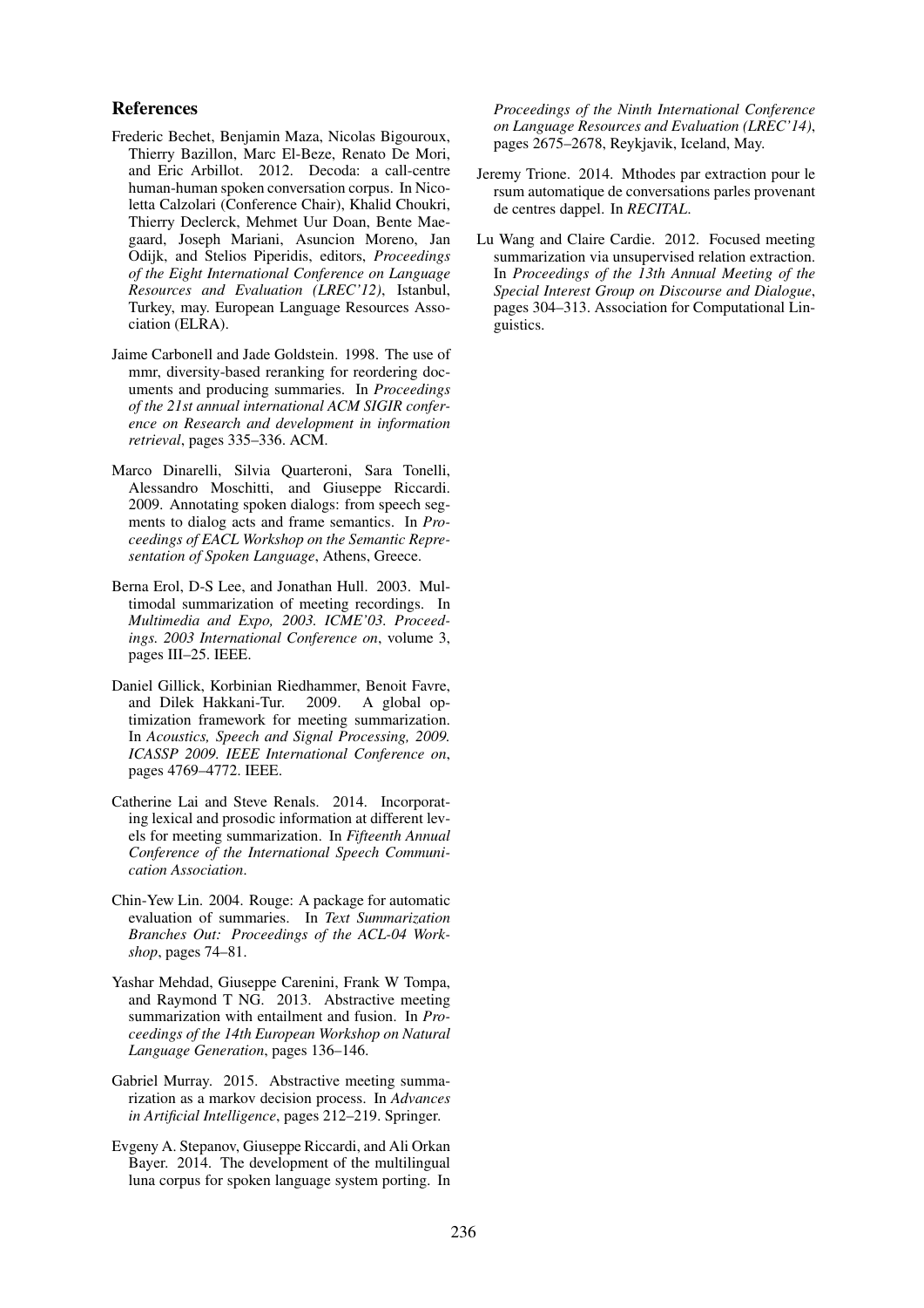## References

Frederic Bechet, Benjamin Maza, Nicolas Bigouroux, Thierry Bazillon, Marc El-Beze, Renato De Mori, and Eric Arbillot. 2012. Decoda: a call-centre human-human spoken conversation corpus. In Nicoletta Calzolari (Conference Chair), Khalid Choukri, Thierry Declerck, Mehmet Uur Doan, Bente Maegaard, Joseph Mariani, Asuncion Moreno, Jan Odijk, and Stelios Piperidis, editors, *Proceedings of the Eight International Conference on Language Resources and Evaluation (LREC'12)*, Istanbul, Turkey, may. European Language Resources Association (ELRA).

Jaime Carbonell and Jade Goldstein. 1998. The use of mmr, diversity-based reranking for reordering documents and producing summaries. In *Proceedings of the 21st annual international ACM SIGIR conference on Research and development in information retrieval*, pages 335–336. ACM.

Marco Dinarelli, Silvia Quarteroni, Sara Tonelli, Alessandro Moschitti, and Giuseppe Riccardi. 2009. Annotating spoken dialogs: from speech segments to dialog acts and frame semantics. In *Proceedings of EACL Workshop on the Semantic Representation of Spoken Language*, Athens, Greece.

Berna Erol, D-S Lee, and Jonathan Hull. 2003. Multimodal summarization of meeting recordings. In *Multimedia and Expo, 2003. ICME'03. Proceedings. 2003 International Conference on*, volume 3, pages III–25. IEEE.

Daniel Gillick, Korbinian Riedhammer, Benoit Favre, and Dilek Hakkani-Tur. 2009. A global optimization framework for meeting summarization. In *Acoustics, Speech and Signal Processing, 2009. ICASSP 2009. IEEE International Conference on*, pages 4769–4772. IEEE.

Catherine Lai and Steve Renals. 2014. Incorporating lexical and prosodic information at different levels for meeting summarization. In *Fifteenth Annual Conference of the International Speech Communication Association*.

Chin-Yew Lin. 2004. Rouge: A package for automatic evaluation of summaries. In *Text Summarization Branches Out: Proceedings of the ACL-04 Workshop*, pages 74–81.

Yashar Mehdad, Giuseppe Carenini, Frank W Tompa, and Raymond T NG. 2013. Abstractive meeting summarization with entailment and fusion. In *Proceedings of the 14th European Workshop on Natural Language Generation*, pages 136–146.

Gabriel Murray. 2015. Abstractive meeting summarization as a markov decision process. In *Advances in Artificial Intelligence*, pages 212–219. Springer.

Evgeny A. Stepanov, Giuseppe Riccardi, and Ali Orkan Bayer. 2014. The development of the multilingual luna corpus for spoken language system porting. In *Proceedings of the Ninth International Conference on Language Resources and Evaluation (LREC'14)*, pages 2675–2678, Reykjavik, Iceland, May.

Jeremy Trione. 2014. Mthodes par extraction pour le rsum automatique de conversations parles provenant de centres dappel. In *RECITAL*.

Lu Wang and Claire Cardie. 2012. Focused meeting summarization via unsupervised relation extraction. In *Proceedings of the 13th Annual Meeting of the Special Interest Group on Discourse and Dialogue*, pages 304–313. Association for Computational Linguistics.